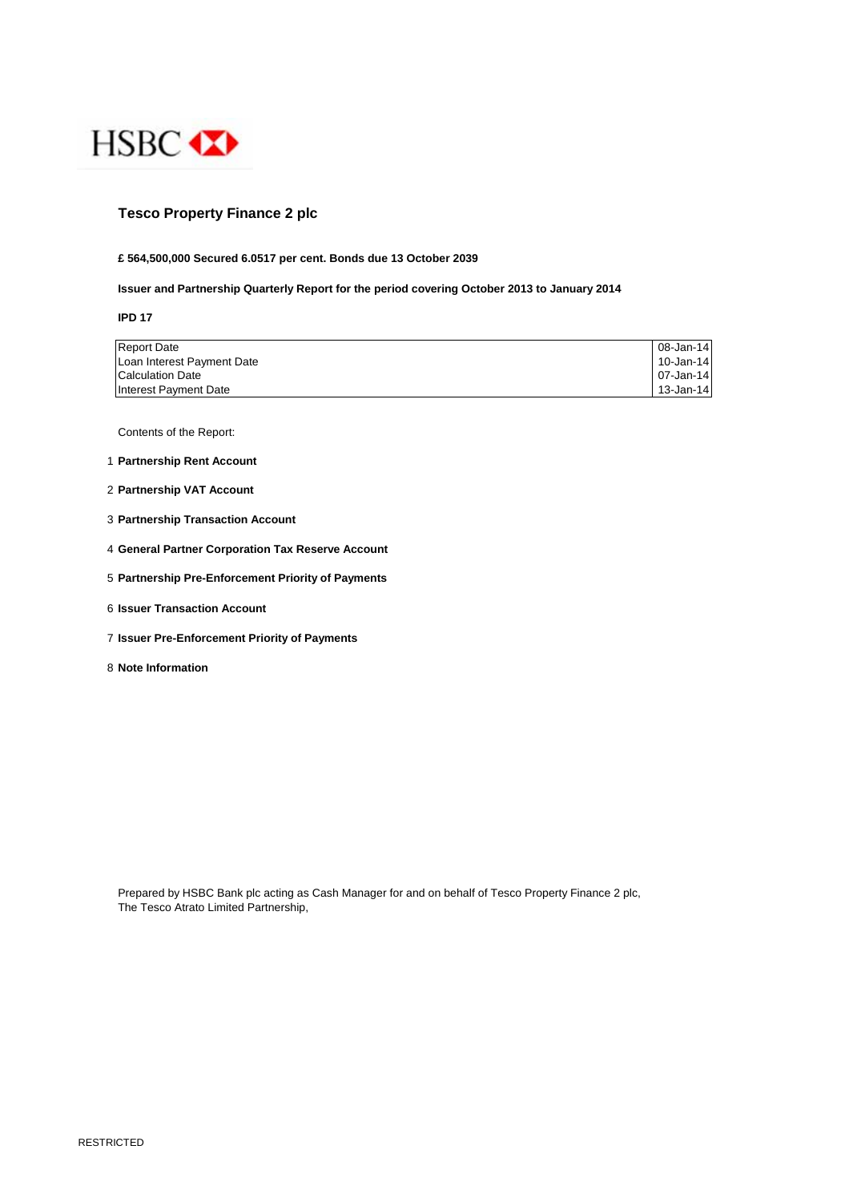HSBC

# Tesco Property Finance 2 plc

**£ 564,500,000 Secured 6.0517 per cent. Bonds due 13 October 2039**

**Issuer and Partnership Quarterly Report for the period covering October 2013 to January 2014**

**IPD 17**

| | |
|---|---|
| Report Date | 08-Jan-14 |
| Loan Interest Payment Date | 10-Jan-14 |
| Calculation Date | 07-Jan-14 |
| Interest Payment Date | 13-Jan-14 |

Contents of the Report:

1. **Partnership Rent Account**
2. **Partnership VAT Account**
3. **Partnership Transaction Account**
4. **General Partner Corporation Tax Reserve Account**
5. **Partnership Pre-Enforcement Priority of Payments**
6. **Issuer Transaction Account**
7. **Issuer Pre-Enforcement Priority of Payments**
8. **Note Information**

Prepared by HSBC Bank plc acting as Cash Manager for and on behalf of Tesco Property Finance 2 plc,
The Tesco Atrato Limited Partnership,

RESTRICTED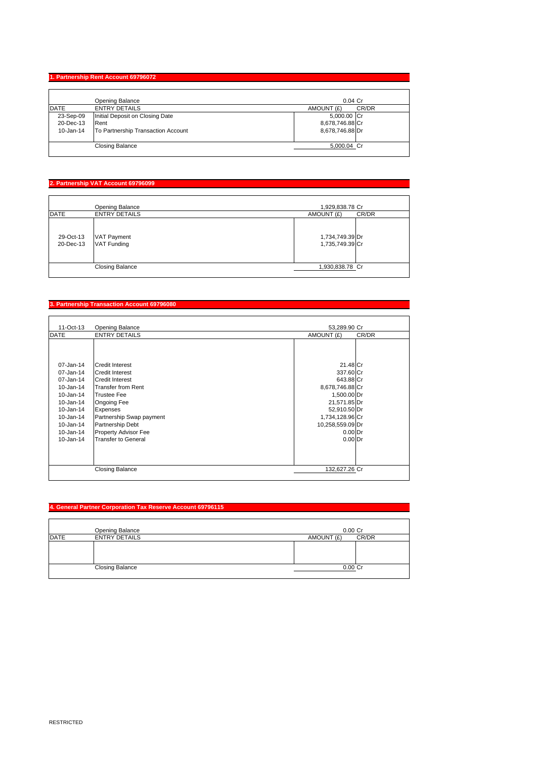## 1. Partnership Rent Account 69796072

| DATE | ENTRY DETAILS | AMOUNT (£) | CR/DR |
|---|---|---|---|
| | Opening Balance | 0.04 | Cr |
| 23-Sep-09 | Initial Deposit on Closing Date | 5,000.00 | Cr |
| 20-Dec-13 | Rent | 8,678,746.88 | Cr |
| 10-Jan-14 | To Partnership Transaction Account | 8,678,746.88 | Dr |
| | Closing Balance | 5,000.04 | Cr |

## 2. Partnership VAT Account 69796099

| DATE | ENTRY DETAILS | AMOUNT (£) | CR/DR |
|---|---|---|---|
| | Opening Balance | 1,929,838.78 | Cr |
| 29-Oct-13 | VAT Payment | 1,734,749.39 | Dr |
| 20-Dec-13 | VAT Funding | 1,735,749.39 | Cr |
| | Closing Balance | 1,930,838.78 | Cr |

## 3. Partnership Transaction Account 69796080

| DATE | ENTRY DETAILS | AMOUNT (£) | CR/DR |
|---|---|---|---|
| 11-Oct-13 | Opening Balance | 53,289.90 | Cr |
| 07-Jan-14 | Credit Interest | 21.48 | Cr |
| 07-Jan-14 | Credit Interest | 337.60 | Cr |
| 07-Jan-14 | Credit Interest | 643.88 | Cr |
| 10-Jan-14 | Transfer from Rent | 8,678,746.88 | Cr |
| 10-Jan-14 | Trustee Fee | 1,500.00 | Dr |
| 10-Jan-14 | Ongoing Fee | 21,571.85 | Dr |
| 10-Jan-14 | Expenses | 52,910.50 | Dr |
| 10-Jan-14 | Partnership Swap payment | 1,734,128.96 | Cr |
| 10-Jan-14 | Partnership Debt | 10,258,559.09 | Dr |
| 10-Jan-14 | Property Advisor Fee | 0.00 | Dr |
| 10-Jan-14 | Transfer to General | 0.00 | Dr |
| | Closing Balance | 132,627.26 | Cr |

## 4. General Partner Corporation Tax Reserve Account 69796115

| DATE | ENTRY DETAILS | AMOUNT (£) | CR/DR |
|---|---|---|---|
| | Opening Balance | 0.00 | Cr |
| | Closing Balance | 0.00 | Cr |

RESTRICTED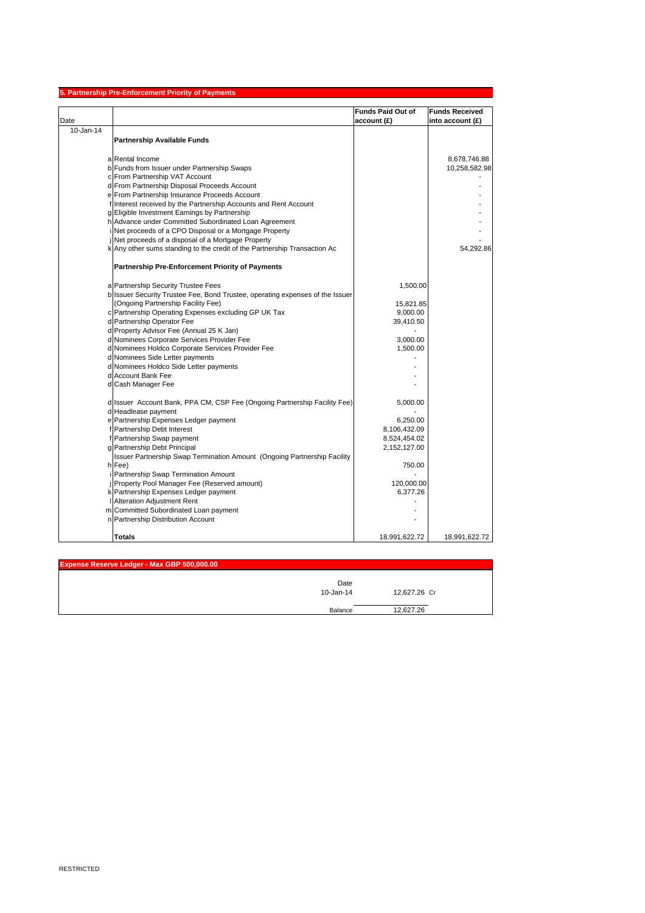## 5. Partnership Pre-Enforcement Priority of Payments

| Date | | | Funds Paid Out of account (£) | Funds Received into account (£) |
|---|---|---|---|---|
| 10-Jan-14 | | **Partnership Available Funds** | | |
| | a | Rental Income | | 8,678,746.88 |
| | b | Funds from Issuer under Partnership Swaps | | 10,258,582.98 |
| | c | From Partnership VAT Account | | - |
| | d | From Partnership Disposal Proceeds Account | | - |
| | e | From Partnership Insurance Proceeds Account | | - |
| | f | Interest received by the Partnership Accounts and Rent Account | | - |
| | g | Eligible Investment Earnings by Partnership | | - |
| | h | Advance under Committed Subordinated Loan Agreement | | - |
| | i | Net proceeds of a CPO Disposal or a Mortgage Property | | - |
| | j | Net proceeds of a disposal of a Mortgage Property | | - |
| | k | Any other sums standing to the credit of the Partnership Transaction Ac | | 54,292.86 |
| | | **Partnership Pre-Enforcement Priority of Payments** | | |
| | a | Partnership Security Trustee Fees | 1,500.00 | |
| | b | Issuer Security Trustee Fee, Bond Trustee, operating expenses of the Issuer (Ongoing Partnership Facility Fee) | 15,821.85 | |
| | c | Partnership Operating Expenses excluding GP UK Tax | 9,000.00 | |
| | d | Partnership Operator Fee | 39,410.50 | |
| | d | Property Advisor Fee (Annual 25 K Jan) | - | |
| | d | Nominees Corporate Services Provider Fee | 3,000.00 | |
| | d | Nominees Holdco Corporate Services Provider Fee | 1,500.00 | |
| | d | Nominees Side Letter payments | - | |
| | d | Nominees Holdco Side Letter payments | - | |
| | d | Account Bank Fee | - | |
| | d | Cash Manager Fee | - | |
| | d | Issuer Account Bank, PPA CM, CSP Fee (Ongoing Partnership Facility Fee) | 5,000.00 | |
| | d | Headlease payment | - | |
| | e | Partnership Expenses Ledger payment | 6,250.00 | |
| | f | Partnership Debt Interest | 8,106,432.09 | |
| | f | Partnership Swap payment | 8,524,454.02 | |
| | g | Partnership Debt Principal | 2,152,127.00 | |
| | h | Issuer Partnership Swap Termination Amount (Ongoing Partnership Facility Fee) | 750.00 | |
| | i | Partnership Swap Termination Amount | - | |
| | j | Property Pool Manager Fee (Reserved amount) | 120,000.00 | |
| | k | Partnership Expenses Ledger payment | 6,377.26 | |
| | l | Alteration Adjustment Rent | - | |
| | m | Committed Subordinated Loan payment | - | |
| | n | Partnership Distribution Account | - | |
| | | **Totals** | 18,991,622.72 | 18,991,622.72 |

## Expense Reserve Ledger - Max GBP 500,000.00

| Date | | |
|---|---|---|
| 10-Jan-14 | 12,627.26 | Cr |
| Balance | 12,627.26 | |

RESTRICTED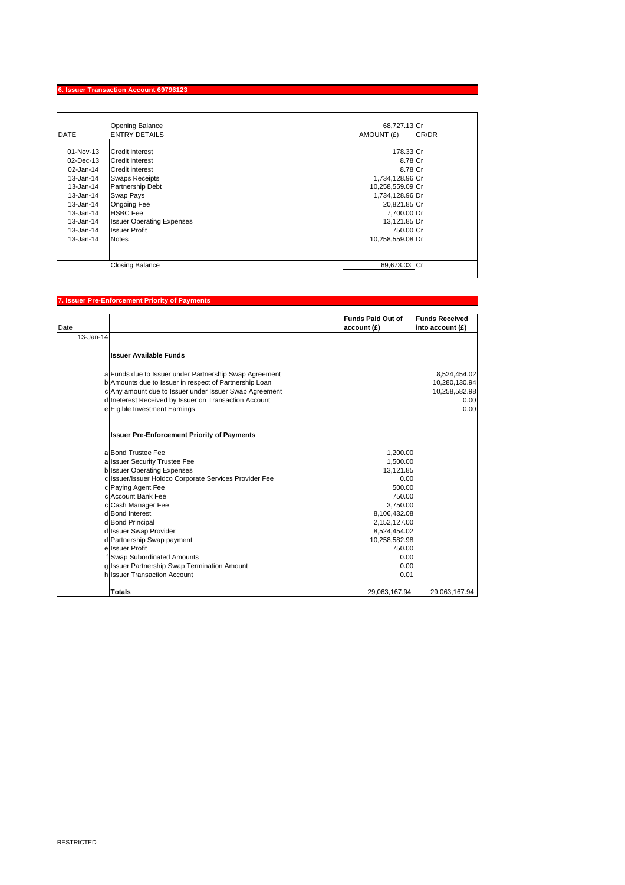## 6. Issuer Transaction Account 69796123

| DATE | ENTRY DETAILS | AMOUNT (£) | CR/DR |
|---|---|---|---|
| | Opening Balance | 68,727.13 | Cr |
| 01-Nov-13 | Credit interest | 178.33 | Cr |
| 02-Dec-13 | Credit interest | 8.78 | Cr |
| 02-Jan-14 | Credit interest | 8.78 | Cr |
| 13-Jan-14 | Swaps Receipts | 1,734,128.96 | Cr |
| 13-Jan-14 | Partnership Debt | 10,258,559.09 | Cr |
| 13-Jan-14 | Swap Pays | 1,734,128.96 | Dr |
| 13-Jan-14 | Ongoing Fee | 20,821.85 | Cr |
| 13-Jan-14 | HSBC Fee | 7,700.00 | Dr |
| 13-Jan-14 | Issuer Operating Expenses | 13,121.85 | Dr |
| 13-Jan-14 | Issuer Profit | 750.00 | Cr |
| 13-Jan-14 | Notes | 10,258,559.08 | Dr |
| | Closing Balance | 69,673.03 | Cr |

## 7. Issuer Pre-Enforcement Priority of Payments

| Date | | | Funds Paid Out of account (£) | Funds Received into account (£) |
|---|---|---|---|---|
| 13-Jan-14 | | | | |
| | | **Issuer Available Funds** | | |
| | a | Funds due to Issuer under Partnership Swap Agreement | | 8,524,454.02 |
| | b | Amounts due to Issuer in respect of Partnership Loan | | 10,280,130.94 |
| | c | Any amount due to Issuer under Issuer Swap Agreement | | 10,258,582.98 |
| | d | Ineterest Received by Issuer on Transaction Account | | 0.00 |
| | e | Eigible Investment Earnings | | 0.00 |
| | | **Issuer Pre-Enforcement Priority of Payments** | | |
| | a | Bond Trustee Fee | 1,200.00 | |
| | a | Issuer Security Trustee Fee | 1,500.00 | |
| | b | Issuer Operating Expenses | 13,121.85 | |
| | c | Issuer/Issuer Holdco Corporate Services Provider Fee | 0.00 | |
| | c | Paying Agent Fee | 500.00 | |
| | c | Account Bank Fee | 750.00 | |
| | c | Cash Manager Fee | 3,750.00 | |
| | d | Bond Interest | 8,106,432.08 | |
| | d | Bond Principal | 2,152,127.00 | |
| | d | Issuer Swap Provider | 8,524,454.02 | |
| | d | Partnership Swap payment | 10,258,582.98 | |
| | e | Issuer Profit | 750.00 | |
| | f | Swap Subordinated Amounts | 0.00 | |
| | g | Issuer Partnership Swap Termination Amount | 0.00 | |
| | h | Issuer Transaction Account | 0.01 | |
| | | **Totals** | 29,063,167.94 | 29,063,167.94 |

RESTRICTED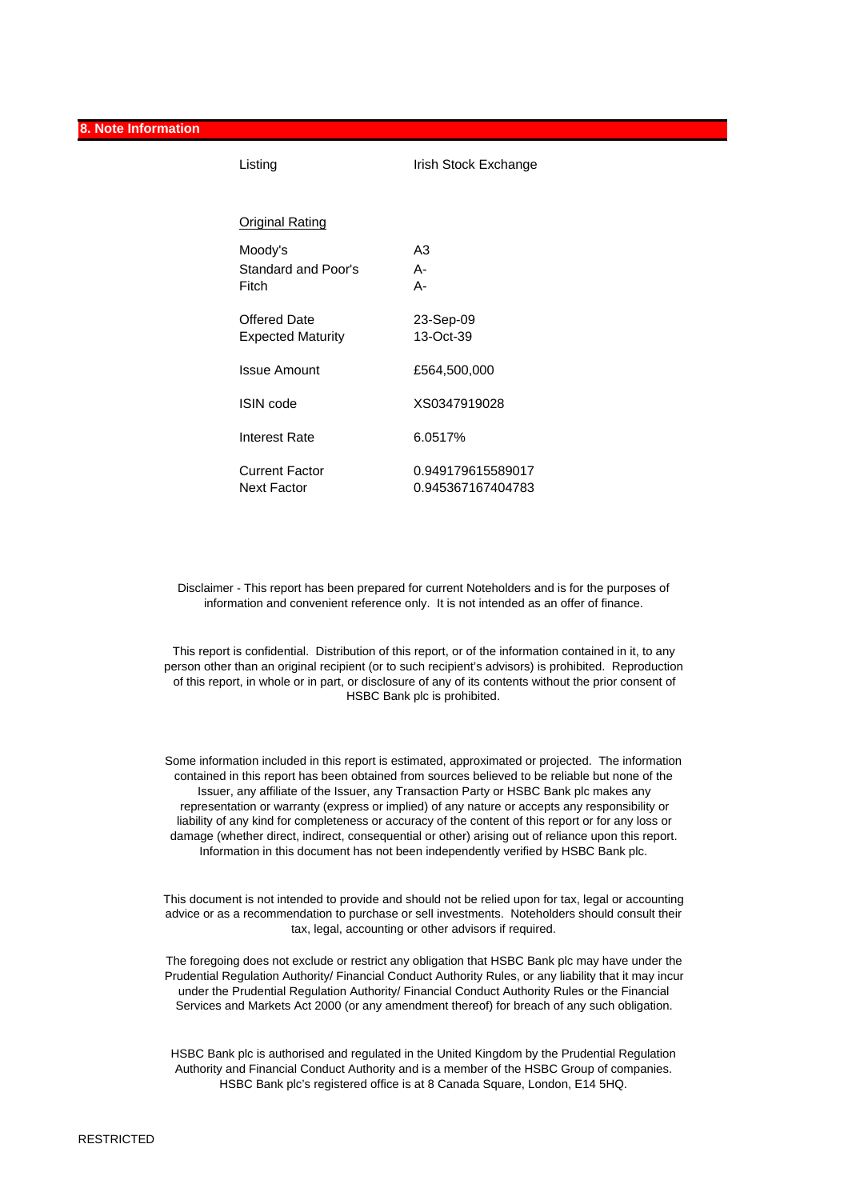## 8. Note Information

| | |
|---|---|
| Listing | Irish Stock Exchange |
| Original Rating | |
| Moody's | A3 |
| Standard and Poor's | A- |
| Fitch | A- |
| Offered Date | 23-Sep-09 |
| Expected Maturity | 13-Oct-39 |
| Issue Amount | £564,500,000 |
| ISIN code | XS0347919028 |
| Interest Rate | 6.0517% |
| Current Factor | 0.949179615589017 |
| Next Factor | 0.945367167404783 |

Disclaimer - This report has been prepared for current Noteholders and is for the purposes of information and convenient reference only. It is not intended as an offer of finance.

This report is confidential. Distribution of this report, or of the information contained in it, to any person other than an original recipient (or to such recipient's advisors) is prohibited. Reproduction of this report, in whole or in part, or disclosure of any of its contents without the prior consent of HSBC Bank plc is prohibited.

Some information included in this report is estimated, approximated or projected. The information contained in this report has been obtained from sources believed to be reliable but none of the Issuer, any affiliate of the Issuer, any Transaction Party or HSBC Bank plc makes any representation or warranty (express or implied) of any nature or accepts any responsibility or liability of any kind for completeness or accuracy of the content of this report or for any loss or damage (whether direct, indirect, consequential or other) arising out of reliance upon this report. Information in this document has not been independently verified by HSBC Bank plc.

This document is not intended to provide and should not be relied upon for tax, legal or accounting advice or as a recommendation to purchase or sell investments. Noteholders should consult their tax, legal, accounting or other advisors if required.

The foregoing does not exclude or restrict any obligation that HSBC Bank plc may have under the Prudential Regulation Authority/ Financial Conduct Authority Rules, or any liability that it may incur under the Prudential Regulation Authority/ Financial Conduct Authority Rules or the Financial Services and Markets Act 2000 (or any amendment thereof) for breach of any such obligation.

HSBC Bank plc is authorised and regulated in the United Kingdom by the Prudential Regulation Authority and Financial Conduct Authority and is a member of the HSBC Group of companies. HSBC Bank plc's registered office is at 8 Canada Square, London, E14 5HQ.

RESTRICTED